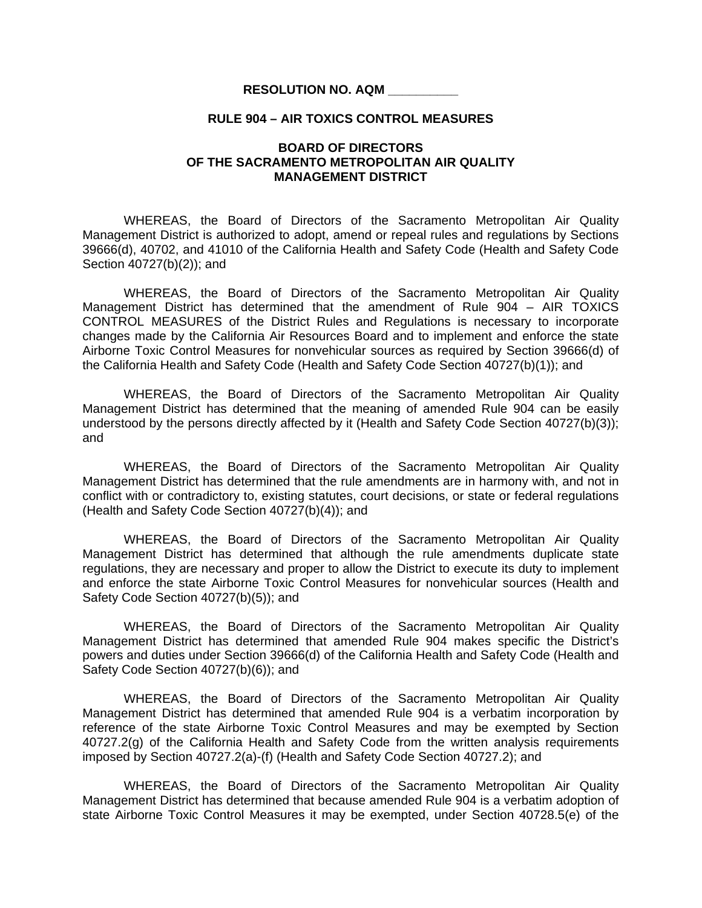**RESOLUTION NO. AQM __________**

**RULE 904 – AIR TOXICS CONTROL MEASURES**

**BOARD OF DIRECTORS**
**OF THE SACRAMENTO METROPOLITAN AIR QUALITY MANAGEMENT DISTRICT**

WHEREAS, the Board of Directors of the Sacramento Metropolitan Air Quality Management District is authorized to adopt, amend or repeal rules and regulations by Sections 39666(d), 40702, and 41010 of the California Health and Safety Code (Health and Safety Code Section 40727(b)(2)); and

WHEREAS, the Board of Directors of the Sacramento Metropolitan Air Quality Management District has determined that the amendment of Rule 904 – AIR TOXICS CONTROL MEASURES of the District Rules and Regulations is necessary to incorporate changes made by the California Air Resources Board and to implement and enforce the state Airborne Toxic Control Measures for nonvehicular sources as required by Section 39666(d) of the California Health and Safety Code (Health and Safety Code Section 40727(b)(1)); and

WHEREAS, the Board of Directors of the Sacramento Metropolitan Air Quality Management District has determined that the meaning of amended Rule 904 can be easily understood by the persons directly affected by it (Health and Safety Code Section 40727(b)(3)); and

WHEREAS, the Board of Directors of the Sacramento Metropolitan Air Quality Management District has determined that the rule amendments are in harmony with, and not in conflict with or contradictory to, existing statutes, court decisions, or state or federal regulations (Health and Safety Code Section 40727(b)(4)); and

WHEREAS, the Board of Directors of the Sacramento Metropolitan Air Quality Management District has determined that although the rule amendments duplicate state regulations, they are necessary and proper to allow the District to execute its duty to implement and enforce the state Airborne Toxic Control Measures for nonvehicular sources (Health and Safety Code Section 40727(b)(5)); and

WHEREAS, the Board of Directors of the Sacramento Metropolitan Air Quality Management District has determined that amended Rule 904 makes specific the District's powers and duties under Section 39666(d) of the California Health and Safety Code (Health and Safety Code Section 40727(b)(6)); and

WHEREAS, the Board of Directors of the Sacramento Metropolitan Air Quality Management District has determined that amended Rule 904 is a verbatim incorporation by reference of the state Airborne Toxic Control Measures and may be exempted by Section 40727.2(g) of the California Health and Safety Code from the written analysis requirements imposed by Section 40727.2(a)-(f) (Health and Safety Code Section 40727.2); and

WHEREAS, the Board of Directors of the Sacramento Metropolitan Air Quality Management District has determined that because amended Rule 904 is a verbatim adoption of state Airborne Toxic Control Measures it may be exempted, under Section 40728.5(e) of the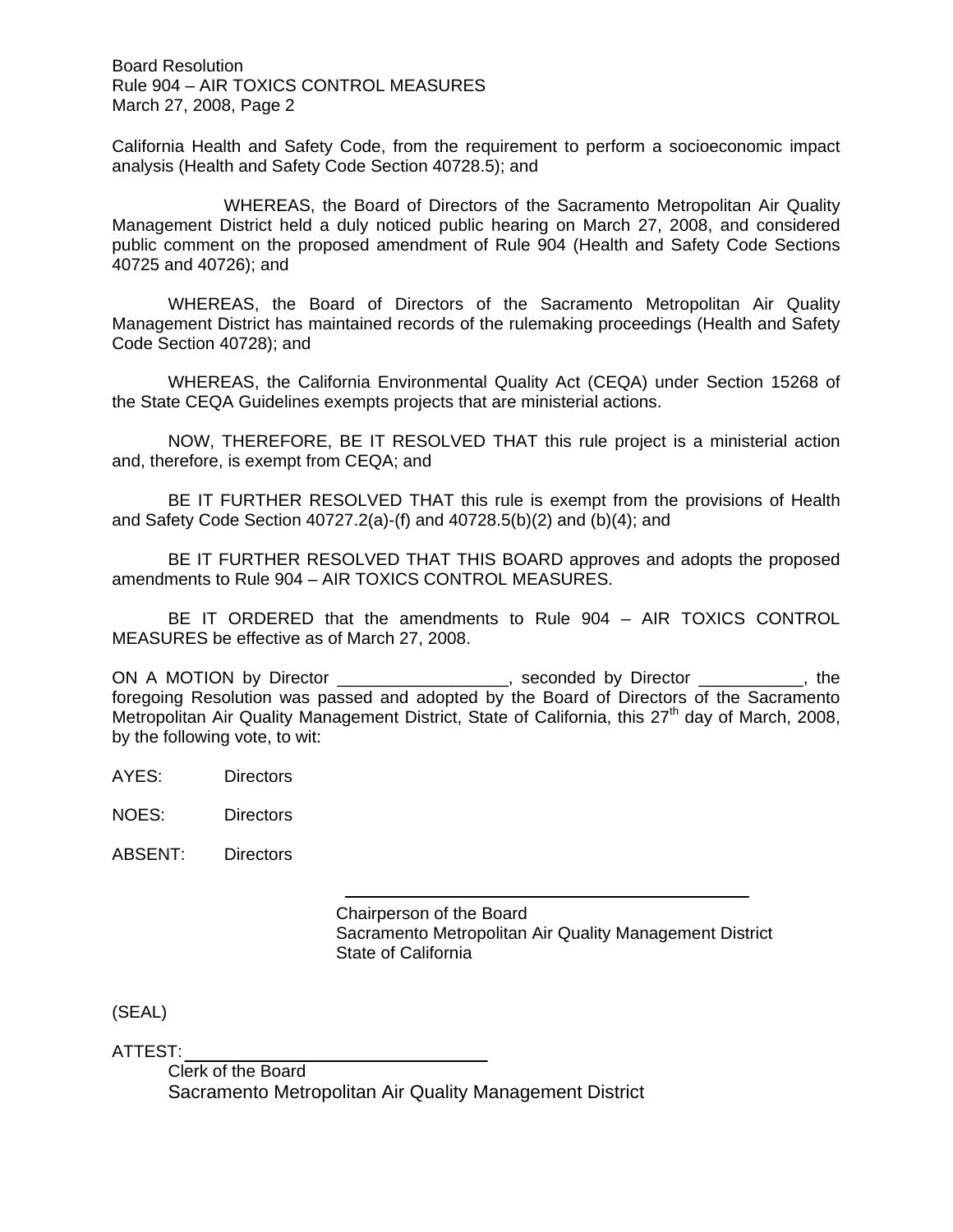California Health and Safety Code, from the requirement to perform a socioeconomic impact analysis (Health and Safety Code Section 40728.5); and

WHEREAS, the Board of Directors of the Sacramento Metropolitan Air Quality Management District held a duly noticed public hearing on March 27, 2008, and considered public comment on the proposed amendment of Rule 904 (Health and Safety Code Sections 40725 and 40726); and

WHEREAS, the Board of Directors of the Sacramento Metropolitan Air Quality Management District has maintained records of the rulemaking proceedings (Health and Safety Code Section 40728); and

WHEREAS, the California Environmental Quality Act (CEQA) under Section 15268 of the State CEQA Guidelines exempts projects that are ministerial actions.

NOW, THEREFORE, BE IT RESOLVED THAT this rule project is a ministerial action and, therefore, is exempt from CEQA; and

BE IT FURTHER RESOLVED THAT this rule is exempt from the provisions of Health and Safety Code Section 40727.2(a)-(f) and 40728.5(b)(2) and (b)(4); and

BE IT FURTHER RESOLVED THAT THIS BOARD approves and adopts the proposed amendments to Rule 904 – AIR TOXICS CONTROL MEASURES.

BE IT ORDERED that the amendments to Rule 904 – AIR TOXICS CONTROL MEASURES be effective as of March 27, 2008.

ON A MOTION by Director __________________, seconded by Director ___________, the foregoing Resolution was passed and adopted by the Board of Directors of the Sacramento Metropolitan Air Quality Management District, State of California, this 27th day of March, 2008, by the following vote, to wit:

AYES: Directors

NOES: Directors

ABSENT: Directors

_____________________________________

Chairperson of the Board
Sacramento Metropolitan Air Quality Management District
State of California

(SEAL)

ATTEST: ____________________________
Clerk of the Board
Sacramento Metropolitan Air Quality Management District